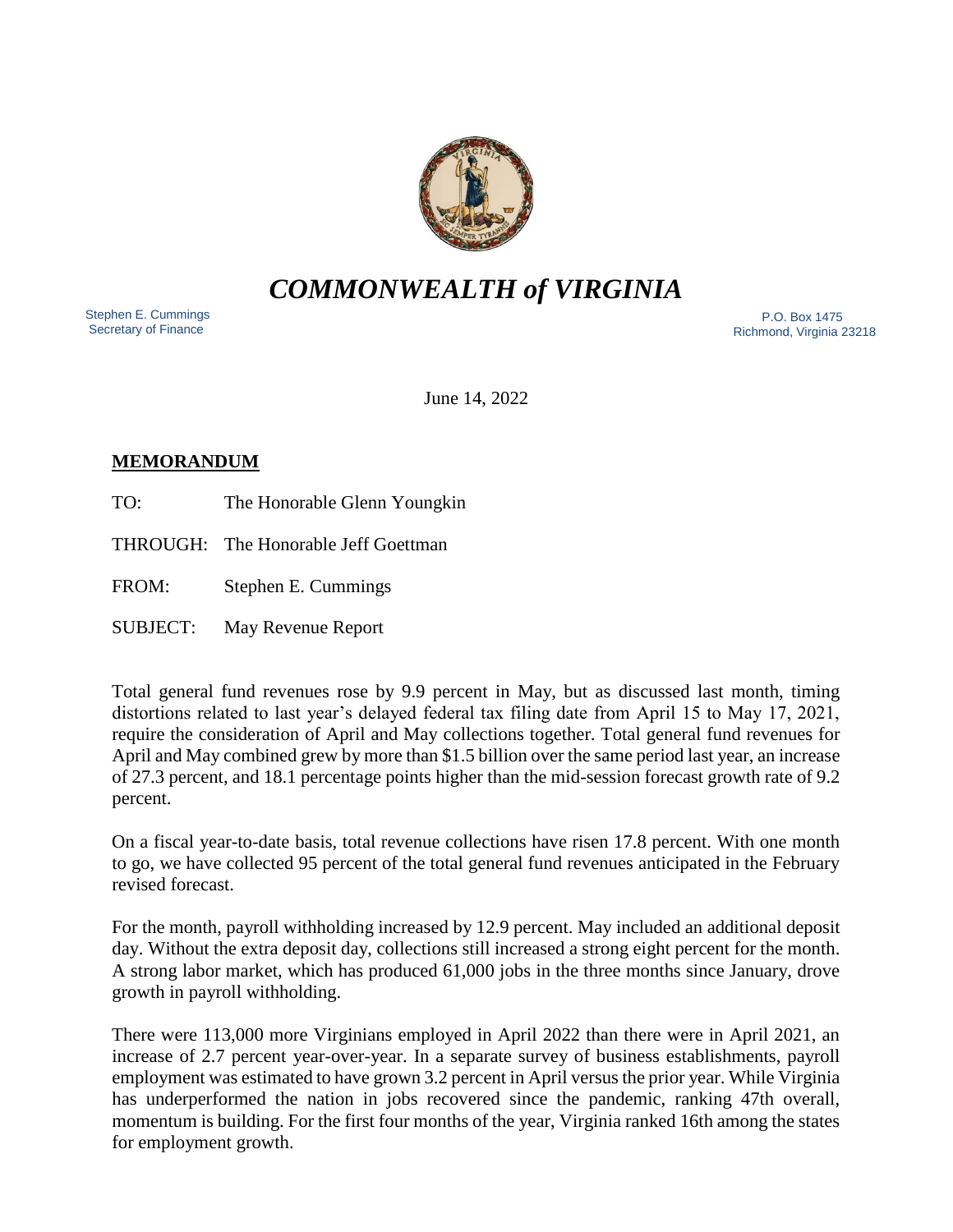# *COMMONWEALTH of VIRGINIA*

Stephen E. Cummings
Secretary of Finance

P.O. Box 1475
Richmond, Virginia 23218

June 14, 2022

**MEMORANDUM**

TO: The Honorable Glenn Youngkin

THROUGH: The Honorable Jeff Goettman

FROM: Stephen E. Cummings

SUBJECT: May Revenue Report

Total general fund revenues rose by 9.9 percent in May, but as discussed last month, timing distortions related to last year's delayed federal tax filing date from April 15 to May 17, 2021, require the consideration of April and May collections together. Total general fund revenues for April and May combined grew by more than $1.5 billion over the same period last year, an increase of 27.3 percent, and 18.1 percentage points higher than the mid-session forecast growth rate of 9.2 percent.

On a fiscal year-to-date basis, total revenue collections have risen 17.8 percent. With one month to go, we have collected 95 percent of the total general fund revenues anticipated in the February revised forecast.

For the month, payroll withholding increased by 12.9 percent. May included an additional deposit day. Without the extra deposit day, collections still increased a strong eight percent for the month. A strong labor market, which has produced 61,000 jobs in the three months since January, drove growth in payroll withholding.

There were 113,000 more Virginians employed in April 2022 than there were in April 2021, an increase of 2.7 percent year-over-year. In a separate survey of business establishments, payroll employment was estimated to have grown 3.2 percent in April versus the prior year. While Virginia has underperformed the nation in jobs recovered since the pandemic, ranking 47th overall, momentum is building. For the first four months of the year, Virginia ranked 16th among the states for employment growth.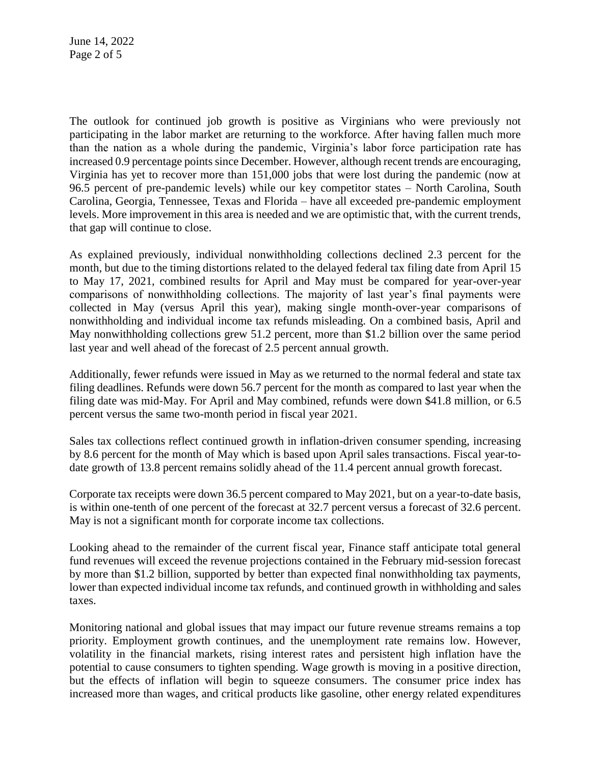The outlook for continued job growth is positive as Virginians who were previously not participating in the labor market are returning to the workforce. After having fallen much more than the nation as a whole during the pandemic, Virginia's labor force participation rate has increased 0.9 percentage points since December. However, although recent trends are encouraging, Virginia has yet to recover more than 151,000 jobs that were lost during the pandemic (now at 96.5 percent of pre-pandemic levels) while our key competitor states – North Carolina, South Carolina, Georgia, Tennessee, Texas and Florida – have all exceeded pre-pandemic employment levels. More improvement in this area is needed and we are optimistic that, with the current trends, that gap will continue to close.

As explained previously, individual nonwithholding collections declined 2.3 percent for the month, but due to the timing distortions related to the delayed federal tax filing date from April 15 to May 17, 2021, combined results for April and May must be compared for year-over-year comparisons of nonwithholding collections. The majority of last year's final payments were collected in May (versus April this year), making single month-over-year comparisons of nonwithholding and individual income tax refunds misleading. On a combined basis, April and May nonwithholding collections grew 51.2 percent, more than $1.2 billion over the same period last year and well ahead of the forecast of 2.5 percent annual growth.

Additionally, fewer refunds were issued in May as we returned to the normal federal and state tax filing deadlines. Refunds were down 56.7 percent for the month as compared to last year when the filing date was mid-May. For April and May combined, refunds were down $41.8 million, or 6.5 percent versus the same two-month period in fiscal year 2021.

Sales tax collections reflect continued growth in inflation-driven consumer spending, increasing by 8.6 percent for the month of May which is based upon April sales transactions. Fiscal year-to-date growth of 13.8 percent remains solidly ahead of the 11.4 percent annual growth forecast.

Corporate tax receipts were down 36.5 percent compared to May 2021, but on a year-to-date basis, is within one-tenth of one percent of the forecast at 32.7 percent versus a forecast of 32.6 percent. May is not a significant month for corporate income tax collections.

Looking ahead to the remainder of the current fiscal year, Finance staff anticipate total general fund revenues will exceed the revenue projections contained in the February mid-session forecast by more than $1.2 billion, supported by better than expected final nonwithholding tax payments, lower than expected individual income tax refunds, and continued growth in withholding and sales taxes.

Monitoring national and global issues that may impact our future revenue streams remains a top priority. Employment growth continues, and the unemployment rate remains low. However, volatility in the financial markets, rising interest rates and persistent high inflation have the potential to cause consumers to tighten spending. Wage growth is moving in a positive direction, but the effects of inflation will begin to squeeze consumers. The consumer price index has increased more than wages, and critical products like gasoline, other energy related expenditures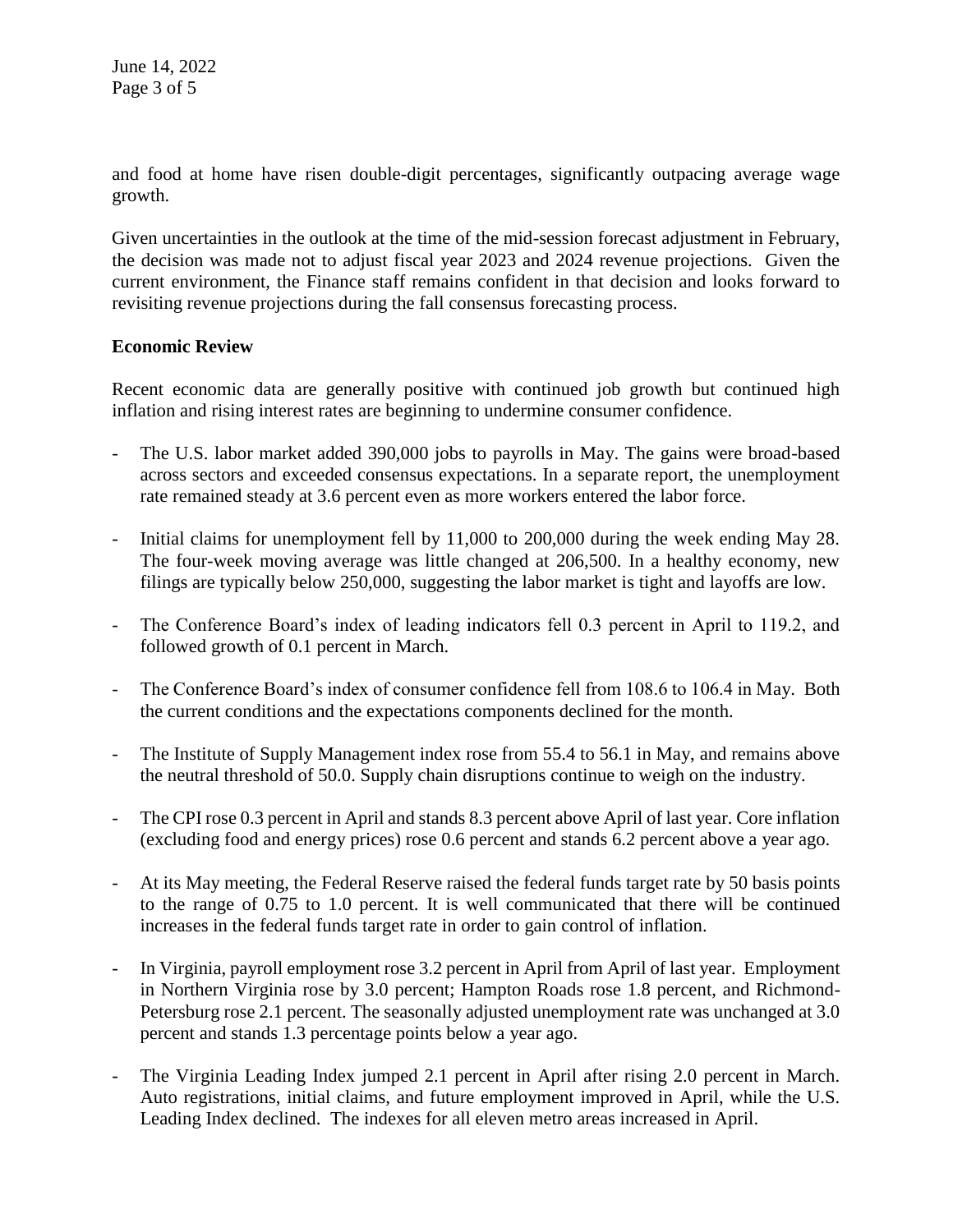and food at home have risen double-digit percentages, significantly outpacing average wage growth.

Given uncertainties in the outlook at the time of the mid-session forecast adjustment in February, the decision was made not to adjust fiscal year 2023 and 2024 revenue projections. Given the current environment, the Finance staff remains confident in that decision and looks forward to revisiting revenue projections during the fall consensus forecasting process.

**Economic Review**

Recent economic data are generally positive with continued job growth but continued high inflation and rising interest rates are beginning to undermine consumer confidence.

- The U.S. labor market added 390,000 jobs to payrolls in May. The gains were broad-based across sectors and exceeded consensus expectations. In a separate report, the unemployment rate remained steady at 3.6 percent even as more workers entered the labor force.
- Initial claims for unemployment fell by 11,000 to 200,000 during the week ending May 28. The four-week moving average was little changed at 206,500. In a healthy economy, new filings are typically below 250,000, suggesting the labor market is tight and layoffs are low.
- The Conference Board's index of leading indicators fell 0.3 percent in April to 119.2, and followed growth of 0.1 percent in March.
- The Conference Board's index of consumer confidence fell from 108.6 to 106.4 in May. Both the current conditions and the expectations components declined for the month.
- The Institute of Supply Management index rose from 55.4 to 56.1 in May, and remains above the neutral threshold of 50.0. Supply chain disruptions continue to weigh on the industry.
- The CPI rose 0.3 percent in April and stands 8.3 percent above April of last year. Core inflation (excluding food and energy prices) rose 0.6 percent and stands 6.2 percent above a year ago.
- At its May meeting, the Federal Reserve raised the federal funds target rate by 50 basis points to the range of 0.75 to 1.0 percent. It is well communicated that there will be continued increases in the federal funds target rate in order to gain control of inflation.
- In Virginia, payroll employment rose 3.2 percent in April from April of last year. Employment in Northern Virginia rose by 3.0 percent; Hampton Roads rose 1.8 percent, and Richmond-Petersburg rose 2.1 percent. The seasonally adjusted unemployment rate was unchanged at 3.0 percent and stands 1.3 percentage points below a year ago.
- The Virginia Leading Index jumped 2.1 percent in April after rising 2.0 percent in March. Auto registrations, initial claims, and future employment improved in April, while the U.S. Leading Index declined. The indexes for all eleven metro areas increased in April.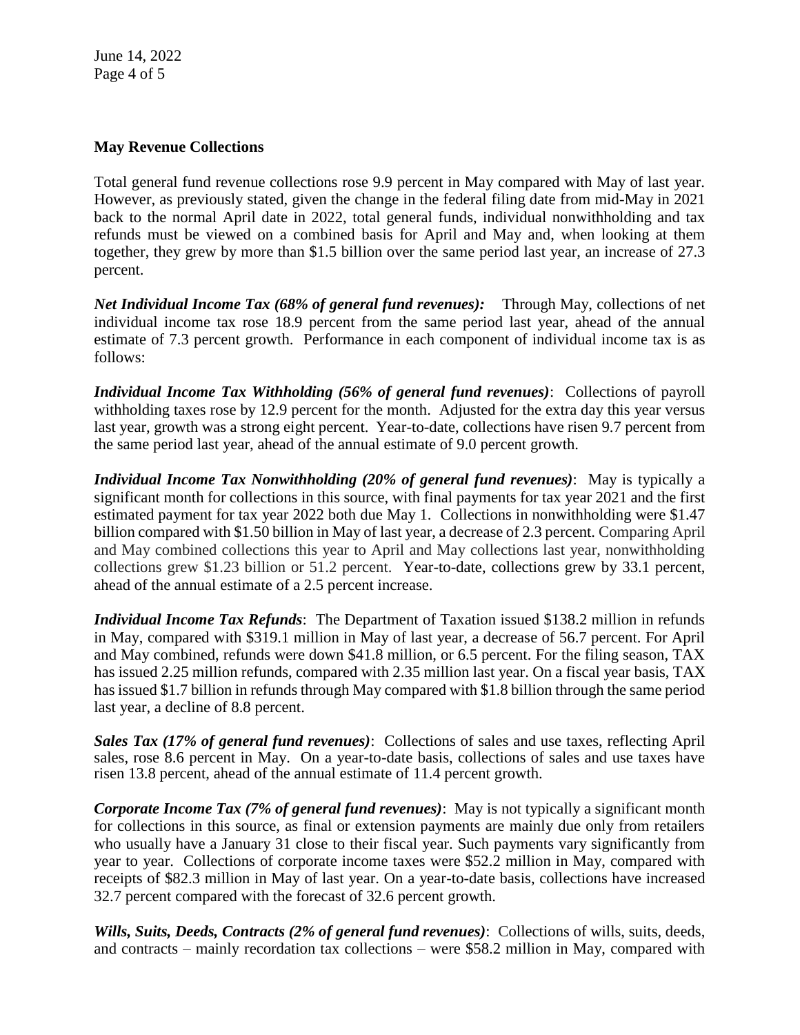**May Revenue Collections**

Total general fund revenue collections rose 9.9 percent in May compared with May of last year. However, as previously stated, given the change in the federal filing date from mid-May in 2021 back to the normal April date in 2022, total general funds, individual nonwithholding and tax refunds must be viewed on a combined basis for April and May and, when looking at them together, they grew by more than $1.5 billion over the same period last year, an increase of 27.3 percent.

***Net Individual Income Tax (68% of general fund revenues):*** Through May, collections of net individual income tax rose 18.9 percent from the same period last year, ahead of the annual estimate of 7.3 percent growth. Performance in each component of individual income tax is as follows:

***Individual Income Tax Withholding (56% of general fund revenues)***: Collections of payroll withholding taxes rose by 12.9 percent for the month. Adjusted for the extra day this year versus last year, growth was a strong eight percent. Year-to-date, collections have risen 9.7 percent from the same period last year, ahead of the annual estimate of 9.0 percent growth.

***Individual Income Tax Nonwithholding (20% of general fund revenues)***: May is typically a significant month for collections in this source, with final payments for tax year 2021 and the first estimated payment for tax year 2022 both due May 1. Collections in nonwithholding were $1.47 billion compared with $1.50 billion in May of last year, a decrease of 2.3 percent. Comparing April and May combined collections this year to April and May collections last year, nonwithholding collections grew $1.23 billion or 51.2 percent. Year-to-date, collections grew by 33.1 percent, ahead of the annual estimate of a 2.5 percent increase.

***Individual Income Tax Refunds***: The Department of Taxation issued $138.2 million in refunds in May, compared with $319.1 million in May of last year, a decrease of 56.7 percent. For April and May combined, refunds were down $41.8 million, or 6.5 percent. For the filing season, TAX has issued 2.25 million refunds, compared with 2.35 million last year. On a fiscal year basis, TAX has issued $1.7 billion in refunds through May compared with $1.8 billion through the same period last year, a decline of 8.8 percent.

***Sales Tax (17% of general fund revenues)***: Collections of sales and use taxes, reflecting April sales, rose 8.6 percent in May. On a year-to-date basis, collections of sales and use taxes have risen 13.8 percent, ahead of the annual estimate of 11.4 percent growth.

***Corporate Income Tax (7% of general fund revenues)***: May is not typically a significant month for collections in this source, as final or extension payments are mainly due only from retailers who usually have a January 31 close to their fiscal year. Such payments vary significantly from year to year. Collections of corporate income taxes were $52.2 million in May, compared with receipts of $82.3 million in May of last year. On a year-to-date basis, collections have increased 32.7 percent compared with the forecast of 32.6 percent growth.

***Wills, Suits, Deeds, Contracts (2% of general fund revenues)***: Collections of wills, suits, deeds, and contracts – mainly recordation tax collections – were $58.2 million in May, compared with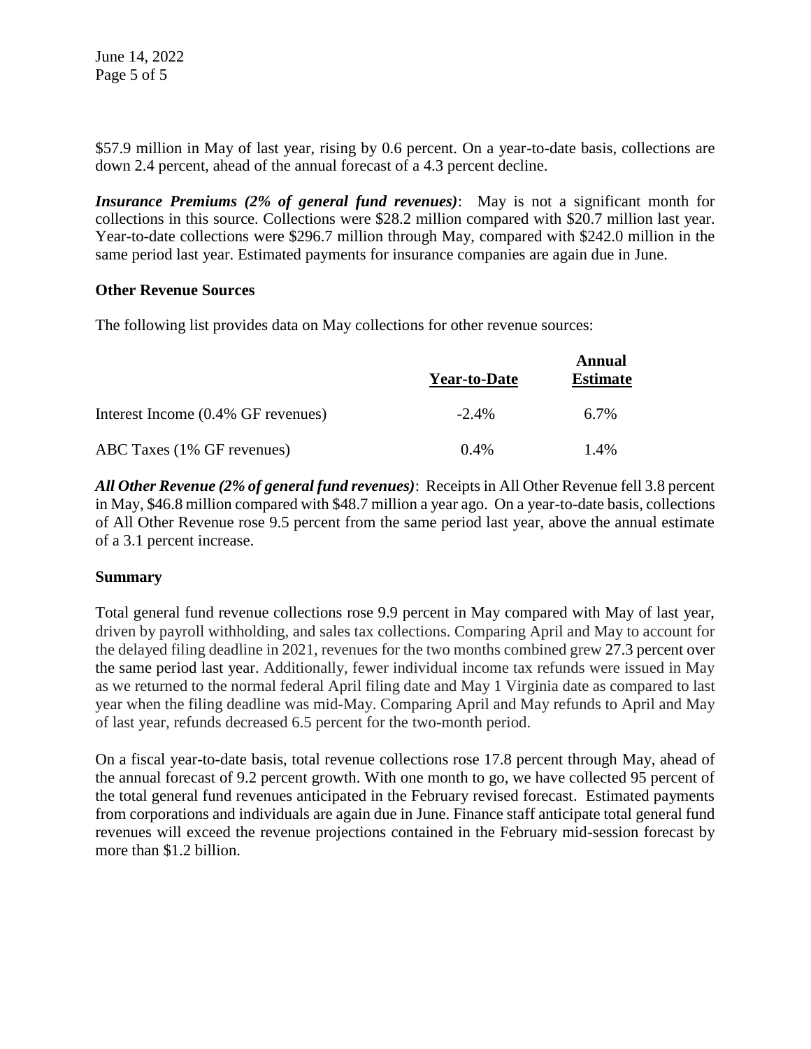$57.9 million in May of last year, rising by 0.6 percent. On a year-to-date basis, collections are down 2.4 percent, ahead of the annual forecast of a 4.3 percent decline.

***Insurance Premiums (2% of general fund revenues)***: May is not a significant month for collections in this source. Collections were $28.2 million compared with $20.7 million last year. Year-to-date collections were $296.7 million through May, compared with $242.0 million in the same period last year. Estimated payments for insurance companies are again due in June.

**Other Revenue Sources**

The following list provides data on May collections for other revenue sources:

| | Year-to-Date | Annual Estimate |
|---|---|---|
| Interest Income (0.4% GF revenues) | -2.4% | 6.7% |
| ABC Taxes (1% GF revenues) | 0.4% | 1.4% |

***All Other Revenue (2% of general fund revenues)***: Receipts in All Other Revenue fell 3.8 percent in May, $46.8 million compared with $48.7 million a year ago. On a year-to-date basis, collections of All Other Revenue rose 9.5 percent from the same period last year, above the annual estimate of a 3.1 percent increase.

**Summary**

Total general fund revenue collections rose 9.9 percent in May compared with May of last year, driven by payroll withholding, and sales tax collections. Comparing April and May to account for the delayed filing deadline in 2021, revenues for the two months combined grew 27.3 percent over the same period last year. Additionally, fewer individual income tax refunds were issued in May as we returned to the normal federal April filing date and May 1 Virginia date as compared to last year when the filing deadline was mid-May. Comparing April and May refunds to April and May of last year, refunds decreased 6.5 percent for the two-month period.

On a fiscal year-to-date basis, total revenue collections rose 17.8 percent through May, ahead of the annual forecast of 9.2 percent growth. With one month to go, we have collected 95 percent of the total general fund revenues anticipated in the February revised forecast. Estimated payments from corporations and individuals are again due in June. Finance staff anticipate total general fund revenues will exceed the revenue projections contained in the February mid-session forecast by more than $1.2 billion.